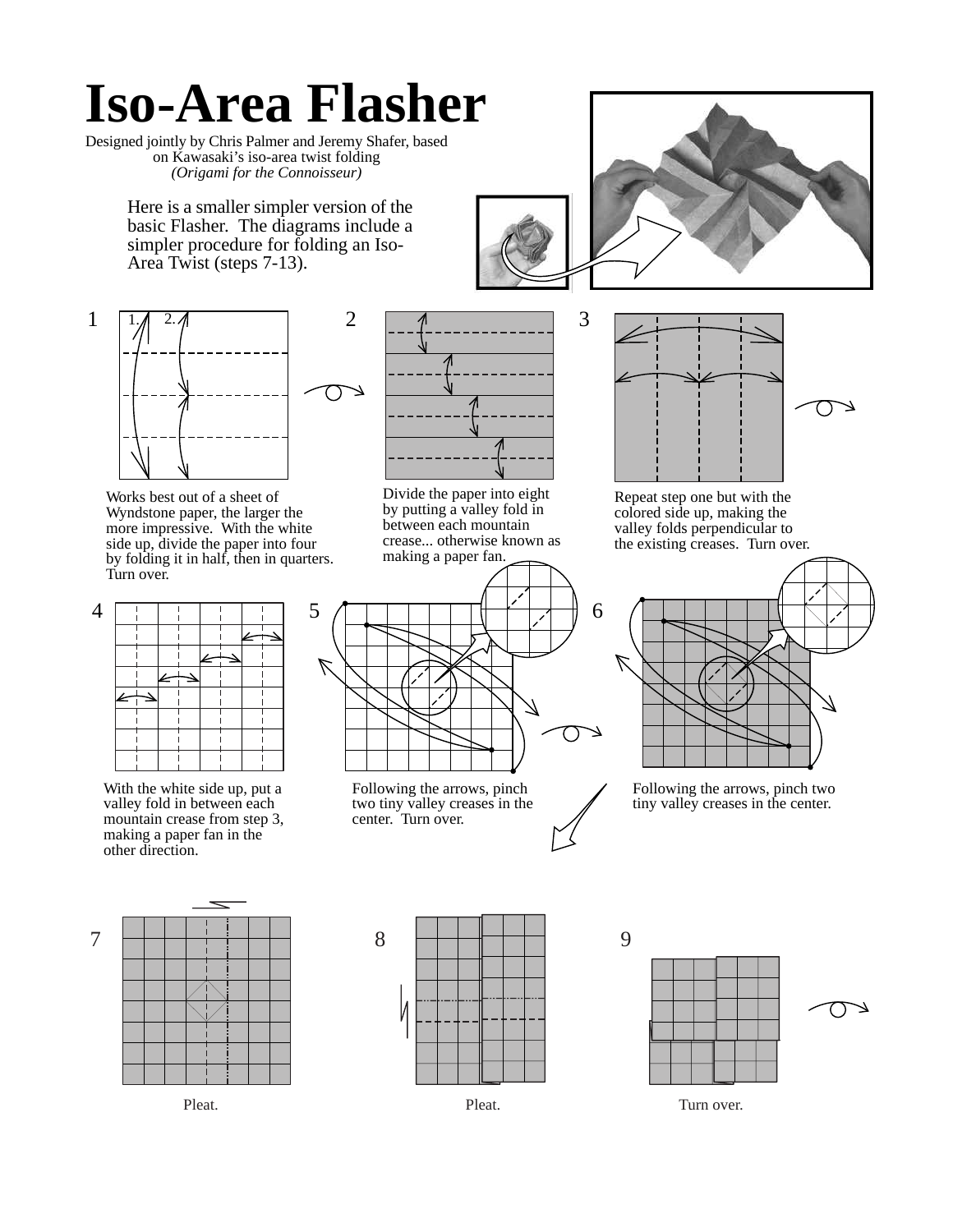# Iso-Area Flasher

Designed jointly by Chris Palmer and Jeremy Shafer, based on Kawasaki's iso-area twist folding *(Origami for the Connoisseur)*

Here is a smaller simpler version of the basic Flasher. The diagrams include a simpler procedure for folding an Iso-Area Twist (steps 7-13).

**1**

Works best out of a sheet of Wyndstone paper, the larger the more impressive. With the white side up, divide the paper into four by folding it in half, then in quarters. Turn over.

**2**

Divide the paper into eight by putting a valley fold in between each mountain crease... otherwise known as making a paper fan.

**3**

Repeat step one but with the colored side up, making the valley folds perpendicular to the existing creases. Turn over.

**4**

With the white side up, put a valley fold in between each mountain crease from step 3, making a paper fan in the other direction.

**5**

Following the arrows, pinch two tiny valley creases in the center. Turn over.

**6**

Following the arrows, pinch two tiny valley creases in the center.

**7**

Pleat.

**8**

Pleat.

**9**

Turn over.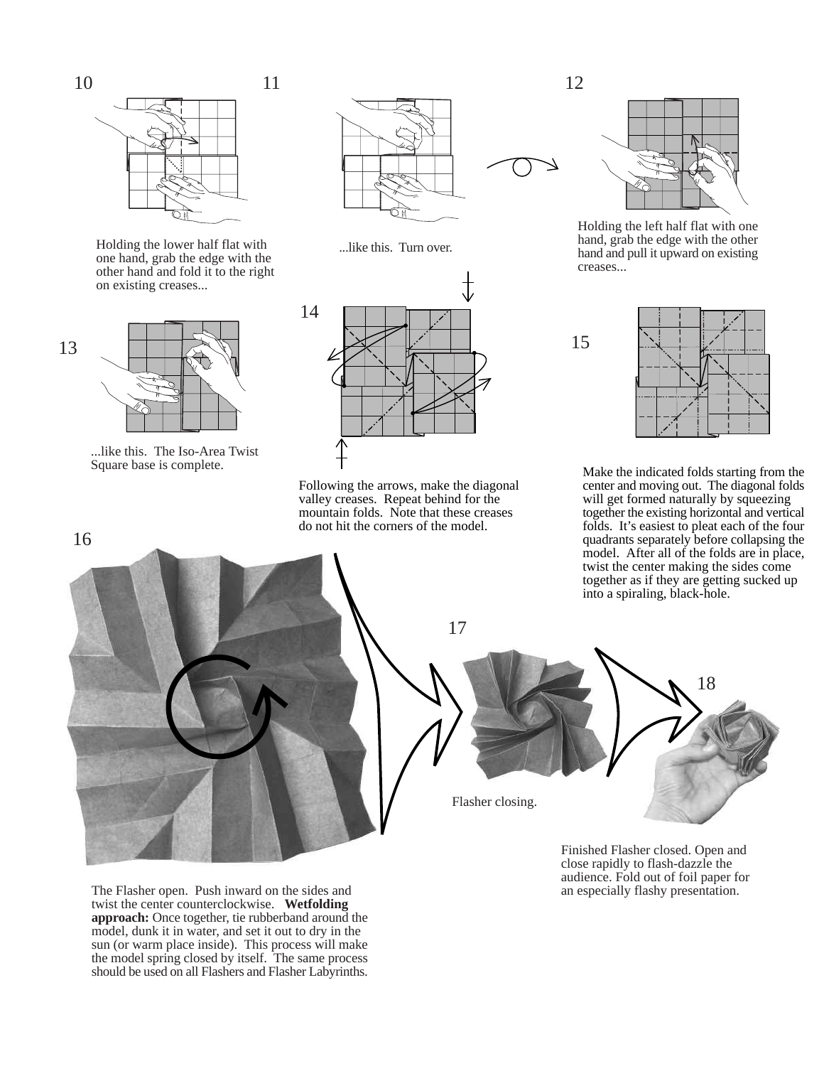10

Holding the lower half flat with one hand, grab the edge with the other hand and fold it to the right on existing creases...

11

...like this. Turn over.

12

Holding the left half flat with one hand, grab the edge with the other hand and pull it upward on existing creases...

13

...like this. The Iso-Area Twist Square base is complete.

14

Following the arrows, make the diagonal valley creases. Repeat behind for the mountain folds. Note that these creases do not hit the corners of the model.

15

Make the indicated folds starting from the center and moving out. The diagonal folds will get formed naturally by squeezing together the existing horizontal and vertical folds. It's easiest to pleat each of the four quadrants separately before collapsing the model. After all of the folds are in place, twist the center making the sides come together as if they are getting sucked up into a spiraling, black-hole.

16

The Flasher open. Push inward on the sides and twist the center counterclockwise. **Wetfolding approach:** Once together, tie rubberband around the model, dunk it in water, and set it out to dry in the sun (or warm place inside). This process will make the model spring closed by itself. The same process should be used on all Flashers and Flasher Labyrinths.

17

Flasher closing.

18

Finished Flasher closed. Open and close rapidly to flash-dazzle the audience. Fold out of foil paper for an especially flashy presentation.